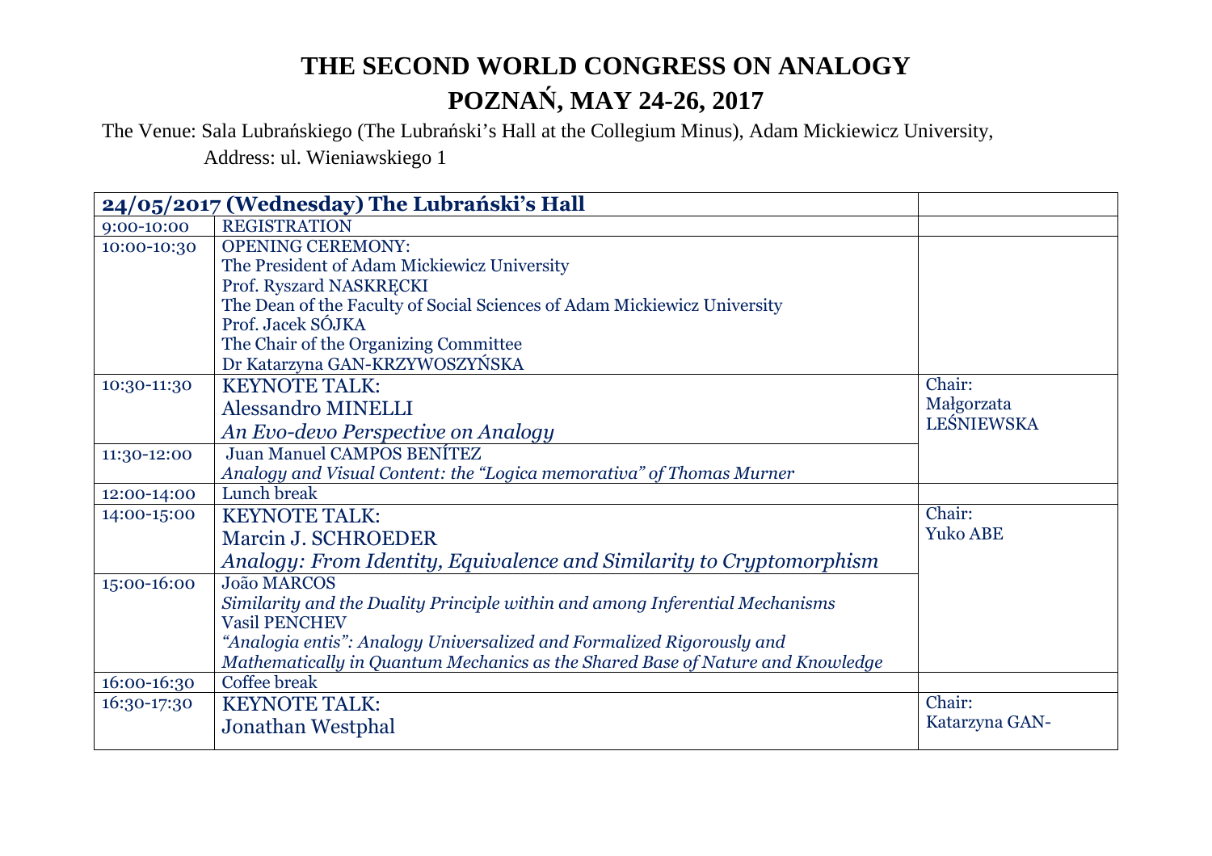# THE SECOND WORLD CONGRESS ON ANALOGY

# POZNAŃ, MAY 24-26, 2017

The Venue: Sala Lubrańskiego (The Lubrański's Hall at the Collegium Minus), Adam Mickiewicz University,
Address: ul. Wieniawskiego 1

| **24/05/2017 (Wednesday) The Lubrański's Hall** | | |
|---|---|---|
| 9:00-10:00 | REGISTRATION | |
| 10:00-10:30 | OPENING CEREMONY:<br>The President of Adam Mickiewicz University<br>Prof. Ryszard NASKRĘCKI<br>The Dean of the Faculty of Social Sciences of Adam Mickiewicz University<br>Prof. Jacek SÓJKA<br>The Chair of the Organizing Committee<br>Dr Katarzyna GAN-KRZYWOSZYŃSKA | |
| 10:30-11:30 | KEYNOTE TALK:<br>Alessandro MINELLI<br>*An Evo-devo Perspective on Analogy* | Chair:<br>Małgorzata LEŚNIEWSKA |
| 11:30-12:00 | Juan Manuel CAMPOS BENÍTEZ<br>*Analogy and Visual Content: the "Logica memorativa" of Thomas Murner* | |
| 12:00-14:00 | Lunch break | |
| 14:00-15:00 | KEYNOTE TALK:<br>Marcin J. SCHROEDER<br>*Analogy: From Identity, Equivalence and Similarity to Cryptomorphism* | Chair:<br>Yuko ABE |
| 15:00-16:00 | João MARCOS<br>*Similarity and the Duality Principle within and among Inferential Mechanisms*<br>Vasil PENCHEV<br>*"Analogia entis": Analogy Universalized and Formalized Rigorously and Mathematically in Quantum Mechanics as the Shared Base of Nature and Knowledge* | |
| 16:00-16:30 | Coffee break | |
| 16:30-17:30 | KEYNOTE TALK:<br>Jonathan Westphal | Chair:<br>Katarzyna GAN- |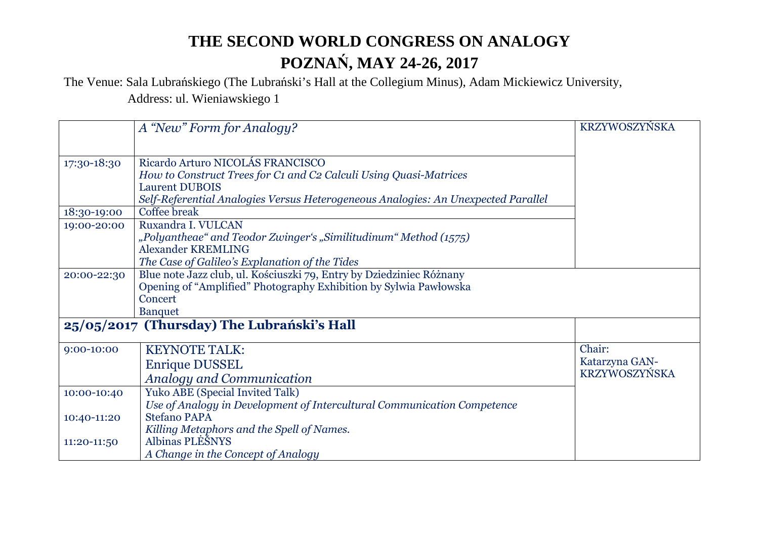# THE SECOND WORLD CONGRESS ON ANALOGY

# POZNAŃ, MAY 24-26, 2017

The Venue: Sala Lubrańskiego (The Lubrański's Hall at the Collegium Minus), Adam Mickiewicz University,
Address: ul. Wieniawskiego 1

| | | |
|---|---|---|
| | *A "New" Form for Analogy?* | KRZYWOSZYŃSKA |
| 17:30-18:30 | Ricardo Arturo NICOLÁS FRANCISCO<br>*How to Construct Trees for C1 and C2 Calculi Using Quasi-Matrices*<br>Laurent DUBOIS<br>*Self-Referential Analogies Versus Heterogeneous Analogies: An Unexpected Parallel* | |
| 18:30-19:00 | Coffee break | |
| 19:00-20:00 | Ruxandra I. VULCAN<br>*„Polyantheae" and Teodor Zwinger's „Similitudinum" Method (1575)*<br>Alexander KREMLING<br>*The Case of Galileo's Explanation of the Tides* | |
| 20:00-22:30 | Blue note Jazz club, ul. Kościuszki 79, Entry by Dziedziniec Różnany<br>Opening of "Amplified" Photography Exhibition by Sylwia Pawłowska<br>Concert<br>Banquet | |
| **25/05/2017 (Thursday) The Lubrański's Hall** | | |
| 9:00-10:00 | KEYNOTE TALK:<br>Enrique DUSSEL<br>*Analogy and Communication* | Chair:<br>Katarzyna GAN-KRZYWOSZYŃSKA |
| 10:00-10:40 | Yuko ABE (Special Invited Talk)<br>*Use of Analogy in Development of Intercultural Communication Competence* | |
| 10:40-11:20 | Stefano PAPA<br>*Killing Metaphors and the Spell of Names.* | |
| 11:20-11:50 | Albinas PLĖŠNYS<br>*A Change in the Concept of Analogy* | |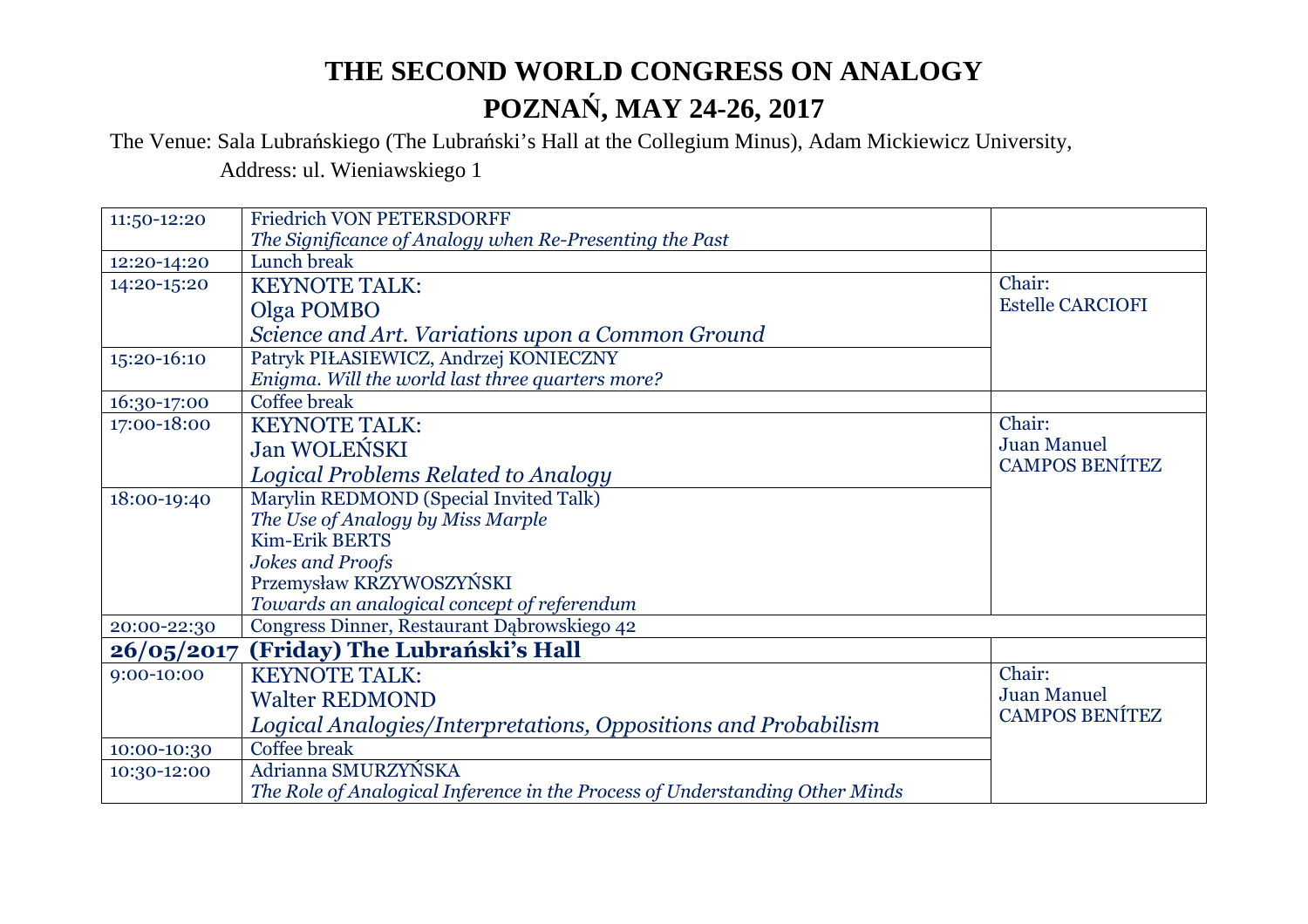# THE SECOND WORLD CONGRESS ON ANALOGY

# POZNAŃ, MAY 24-26, 2017

The Venue: Sala Lubrańskiego (The Lubrański's Hall at the Collegium Minus), Adam Mickiewicz University, Address: ul. Wieniawskiego 1

| | | |
|---|---|---|
| 11:50-12:20 | Friedrich VON PETERSDORFF<br>*The Significance of Analogy when Re-Presenting the Past* | |
| 12:20-14:20 | Lunch break | |
| 14:20-15:20 | KEYNOTE TALK:<br>Olga POMBO<br>*Science and Art. Variations upon a Common Ground* | Chair:<br>Estelle CARCIOFI |
| 15:20-16:10 | Patryk PIŁASIEWICZ, Andrzej KONIECZNY<br>*Enigma. Will the world last three quarters more?* | |
| 16:30-17:00 | Coffee break | |
| 17:00-18:00 | KEYNOTE TALK:<br>Jan WOLEŃSKI<br>*Logical Problems Related to Analogy* | Chair:<br>Juan Manuel<br>CAMPOS BENÍTEZ |
| 18:00-19:40 | Marylin REDMOND (Special Invited Talk)<br>*The Use of Analogy by Miss Marple*<br>Kim-Erik BERTS<br>*Jokes and Proofs*<br>Przemysław KRZYWOSZYŃSKI<br>*Towards an analogical concept of referendum* | |
| 20:00-22:30 | Congress Dinner, Restaurant Dąbrowskiego 42 | |
| **26/05/2017** | **(Friday) The Lubrański's Hall** | |
| 9:00-10:00 | KEYNOTE TALK:<br>Walter REDMOND<br>*Logical Analogies/Interpretations, Oppositions and Probabilism* | Chair:<br>Juan Manuel<br>CAMPOS BENÍTEZ |
| 10:00-10:30 | Coffee break | |
| 10:30-12:00 | Adrianna SMURZYŃSKA<br>*The Role of Analogical Inference in the Process of Understanding Other Minds* | |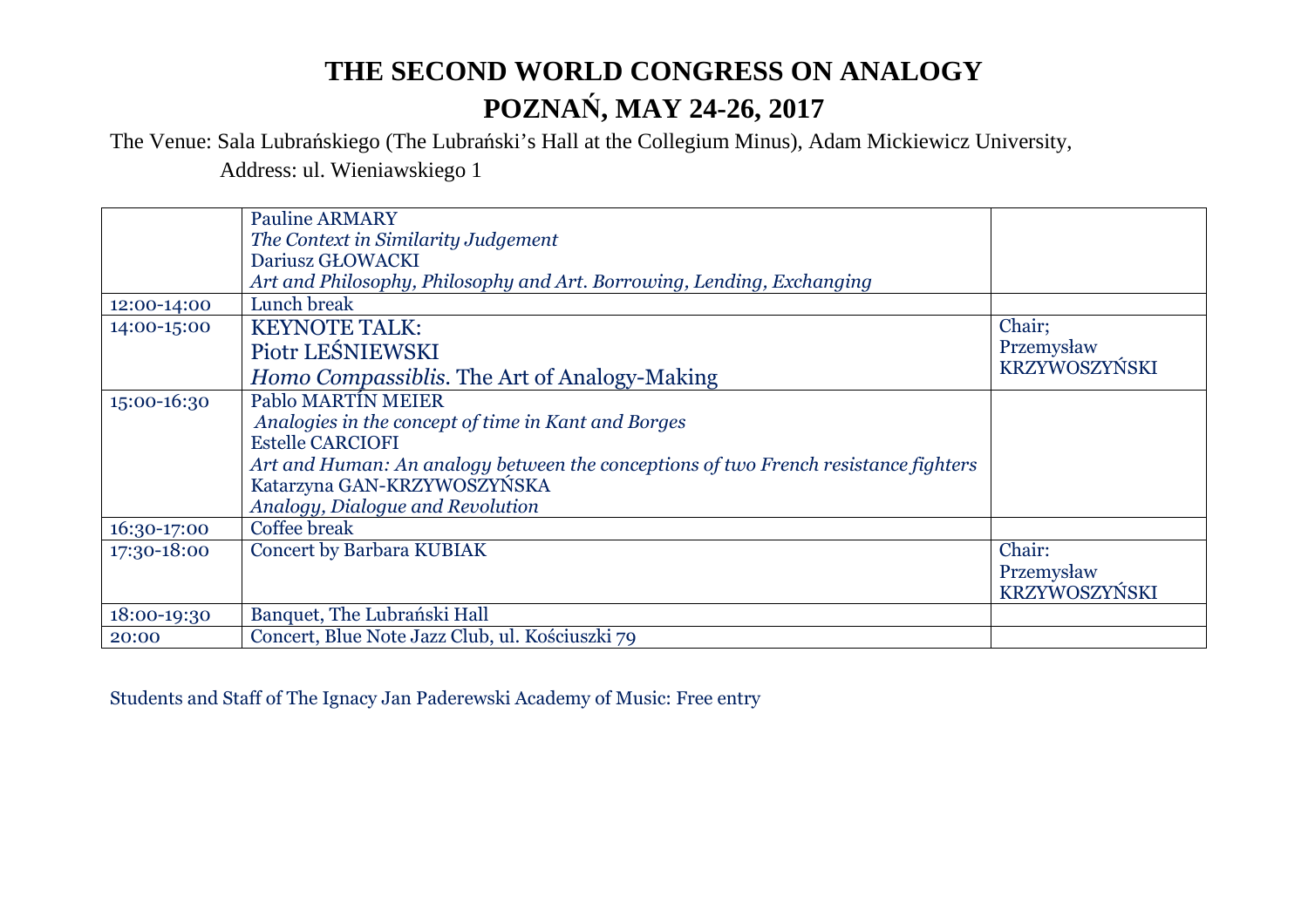# THE SECOND WORLD CONGRESS ON ANALOGY

# POZNAŃ, MAY 24-26, 2017

The Venue: Sala Lubrańskiego (The Lubrański's Hall at the Collegium Minus), Adam Mickiewicz University,

Address: ul. Wieniawskiego 1

| | | |
|---|---|---|
| | Pauline ARMARY<br>*The Context in Similarity Judgement*<br>Dariusz GŁOWACKI<br>*Art and Philosophy, Philosophy and Art. Borrowing, Lending, Exchanging* | |
| 12:00-14:00 | Lunch break | |
| 14:00-15:00 | KEYNOTE TALK:<br>Piotr LEŚNIEWSKI<br>*Homo Compassiblis*. The Art of Analogy-Making | Chair;<br>Przemysław KRZYWOSZYŃSKI |
| 15:00-16:30 | Pablo MARTÍN MEIER<br>*Analogies in the concept of time in Kant and Borges*<br>Estelle CARCIOFI<br>*Art and Human: An analogy between the conceptions of two French resistance fighters*<br>Katarzyna GAN-KRZYWOSZYŃSKA<br>*Analogy, Dialogue and Revolution* | |
| 16:30-17:00 | Coffee break | |
| 17:30-18:00 | Concert by Barbara KUBIAK | Chair:<br>Przemysław KRZYWOSZYŃSKI |
| 18:00-19:30 | Banquet, The Lubrański Hall | |
| 20:00 | Concert, Blue Note Jazz Club, ul. Kościuszki 79 | |

Students and Staff of The Ignacy Jan Paderewski Academy of Music: Free entry